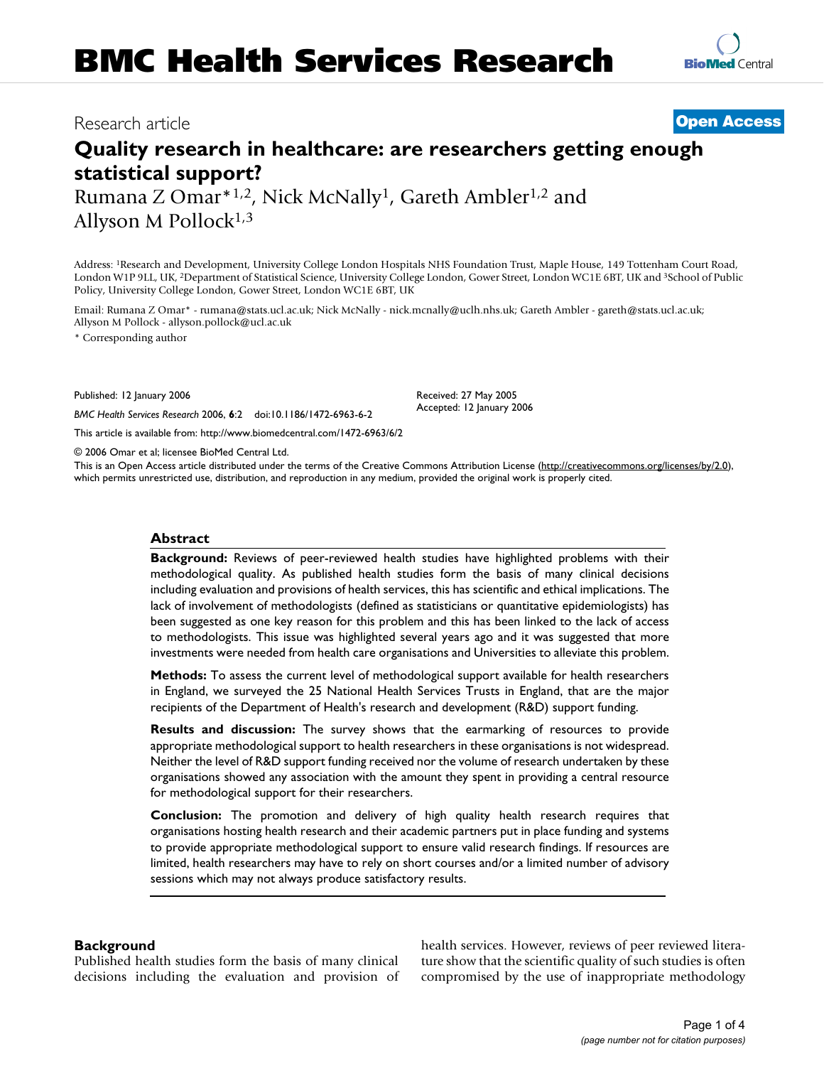# BMC Health Services Research

Research article

**Open Access**

## Quality research in healthcare: are researchers getting enough statistical support?

Rumana Z Omar*[1,2], Nick McNally[1], Gareth Ambler[1,2] and Allyson M Pollock[1,3]

Address: [1]Research and Development, University College London Hospitals NHS Foundation Trust, Maple House, 149 Tottenham Court Road, London W1P 9LL, UK, [2]Department of Statistical Science, University College London, Gower Street, London WC1E 6BT, UK and [3]School of Public Policy, University College London, Gower Street, London WC1E 6BT, UK

Email: Rumana Z Omar* - rumana@stats.ucl.ac.uk; Nick McNally - nick.mcnally@uclh.nhs.uk; Gareth Ambler - gareth@stats.ucl.ac.uk; Allyson M Pollock - allyson.pollock@ucl.ac.uk

\* Corresponding author

Published: 12 January 2006

*BMC Health Services Research* 2006, **6**:2 doi:10.1186/1472-6963-6-2

Received: 27 May 2005
Accepted: 12 January 2006

This article is available from: http://www.biomedcentral.com/1472-6963/6/2

© 2006 Omar et al; licensee BioMed Central Ltd.

This is an Open Access article distributed under the terms of the Creative Commons Attribution License (http://creativecommons.org/licenses/by/2.0), which permits unrestricted use, distribution, and reproduction in any medium, provided the original work is properly cited.

### Abstract

**Background:** Reviews of peer-reviewed health studies have highlighted problems with their methodological quality. As published health studies form the basis of many clinical decisions including evaluation and provisions of health services, this has scientific and ethical implications. The lack of involvement of methodologists (defined as statisticians or quantitative epidemiologists) has been suggested as one key reason for this problem and this has been linked to the lack of access to methodologists. This issue was highlighted several years ago and it was suggested that more investments were needed from health care organisations and Universities to alleviate this problem.

**Methods:** To assess the current level of methodological support available for health researchers in England, we surveyed the 25 National Health Services Trusts in England, that are the major recipients of the Department of Health's research and development (R&D) support funding.

**Results and discussion:** The survey shows that the earmarking of resources to provide appropriate methodological support to health researchers in these organisations is not widespread. Neither the level of R&D support funding received nor the volume of research undertaken by these organisations showed any association with the amount they spent in providing a central resource for methodological support for their researchers.

**Conclusion:** The promotion and delivery of high quality health research requires that organisations hosting health research and their academic partners put in place funding and systems to provide appropriate methodological support to ensure valid research findings. If resources are limited, health researchers may have to rely on short courses and/or a limited number of advisory sessions which may not always produce satisfactory results.

### Background

Published health studies form the basis of many clinical decisions including the evaluation and provision of health services. However, reviews of peer reviewed literature show that the scientific quality of such studies is often compromised by the use of inappropriate methodology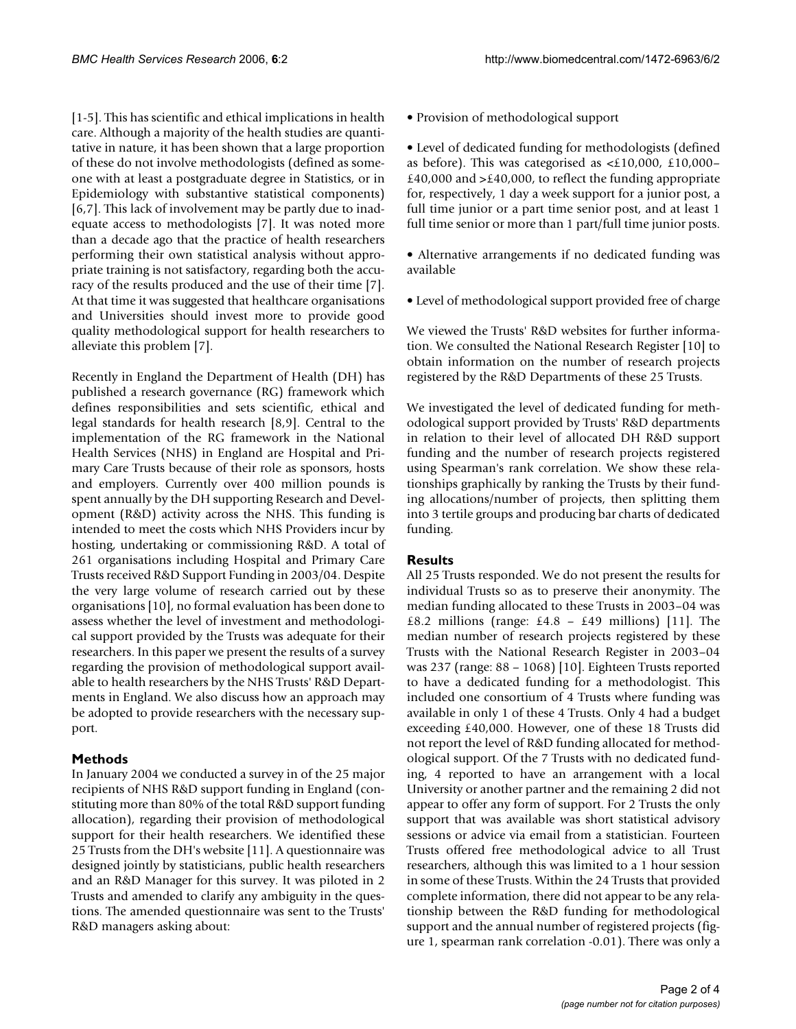[1-5]. This has scientific and ethical implications in health care. Although a majority of the health studies are quantitative in nature, it has been shown that a large proportion of these do not involve methodologists (defined as someone with at least a postgraduate degree in Statistics, or in Epidemiology with substantive statistical components) [6,7]. This lack of involvement may be partly due to inadequate access to methodologists [7]. It was noted more than a decade ago that the practice of health researchers performing their own statistical analysis without appropriate training is not satisfactory, regarding both the accuracy of the results produced and the use of their time [7]. At that time it was suggested that healthcare organisations and Universities should invest more to provide good quality methodological support for health researchers to alleviate this problem [7].

Recently in England the Department of Health (DH) has published a research governance (RG) framework which defines responsibilities and sets scientific, ethical and legal standards for health research [8,9]. Central to the implementation of the RG framework in the National Health Services (NHS) in England are Hospital and Primary Care Trusts because of their role as sponsors, hosts and employers. Currently over 400 million pounds is spent annually by the DH supporting Research and Development (R&D) activity across the NHS. This funding is intended to meet the costs which NHS Providers incur by hosting, undertaking or commissioning R&D. A total of 261 organisations including Hospital and Primary Care Trusts received R&D Support Funding in 2003/04. Despite the very large volume of research carried out by these organisations [10], no formal evaluation has been done to assess whether the level of investment and methodological support provided by the Trusts was adequate for their researchers. In this paper we present the results of a survey regarding the provision of methodological support available to health researchers by the NHS Trusts' R&D Departments in England. We also discuss how an approach may be adopted to provide researchers with the necessary support.

## Methods

In January 2004 we conducted a survey in of the 25 major recipients of NHS R&D support funding in England (constituting more than 80% of the total R&D support funding allocation), regarding their provision of methodological support for their health researchers. We identified these 25 Trusts from the DH's website [11]. A questionnaire was designed jointly by statisticians, public health researchers and an R&D Manager for this survey. It was piloted in 2 Trusts and amended to clarify any ambiguity in the questions. The amended questionnaire was sent to the Trusts' R&D managers asking about:

- Provision of methodological support
- Level of dedicated funding for methodologists (defined as before). This was categorised as <£10,000, £10,000–£40,000 and >£40,000, to reflect the funding appropriate for, respectively, 1 day a week support for a junior post, a full time junior or a part time senior post, and at least 1 full time senior or more than 1 part/full time junior posts.
- Alternative arrangements if no dedicated funding was available
- Level of methodological support provided free of charge

We viewed the Trusts' R&D websites for further information. We consulted the National Research Register [10] to obtain information on the number of research projects registered by the R&D Departments of these 25 Trusts.

We investigated the level of dedicated funding for methodological support provided by Trusts' R&D departments in relation to their level of allocated DH R&D support funding and the number of research projects registered using Spearman's rank correlation. We show these relationships graphically by ranking the Trusts by their funding allocations/number of projects, then splitting them into 3 tertile groups and producing bar charts of dedicated funding.

## Results

All 25 Trusts responded. We do not present the results for individual Trusts so as to preserve their anonymity. The median funding allocated to these Trusts in 2003–04 was £8.2 millions (range: £4.8 – £49 millions) [11]. The median number of research projects registered by these Trusts with the National Research Register in 2003–04 was 237 (range: 88 – 1068) [10]. Eighteen Trusts reported to have a dedicated funding for a methodologist. This included one consortium of 4 Trusts where funding was available in only 1 of these 4 Trusts. Only 4 had a budget exceeding £40,000. However, one of these 18 Trusts did not report the level of R&D funding allocated for methodological support. Of the 7 Trusts with no dedicated funding, 4 reported to have an arrangement with a local University or another partner and the remaining 2 did not appear to offer any form of support. For 2 Trusts the only support that was available was short statistical advisory sessions or advice via email from a statistician. Fourteen Trusts offered free methodological advice to all Trust researchers, although this was limited to a 1 hour session in some of these Trusts. Within the 24 Trusts that provided complete information, there did not appear to be any relationship between the R&D funding for methodological support and the annual number of registered projects (figure 1, spearman rank correlation -0.01). There was only a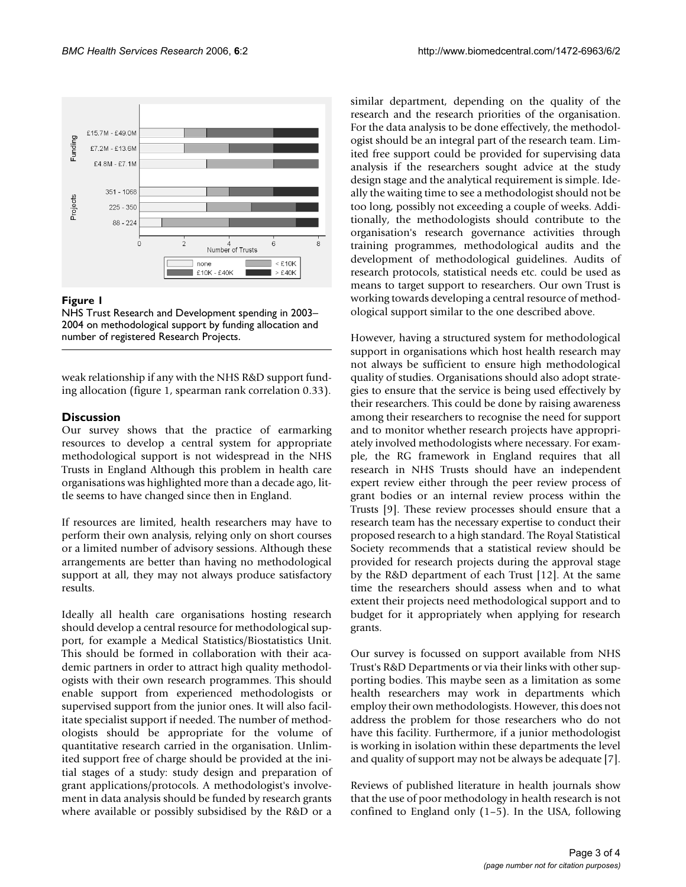**Figure 1**

NHS Trust Research and Development spending in 2003–2004 on methodological support by funding allocation and number of registered Research Projects.

weak relationship if any with the NHS R&D support funding allocation (figure 1, spearman rank correlation 0.33).

## Discussion

Our survey shows that the practice of earmarking resources to develop a central system for appropriate methodological support is not widespread in the NHS Trusts in England Although this problem in health care organisations was highlighted more than a decade ago, little seems to have changed since then in England.

If resources are limited, health researchers may have to perform their own analysis, relying only on short courses or a limited number of advisory sessions. Although these arrangements are better than having no methodological support at all, they may not always produce satisfactory results.

Ideally all health care organisations hosting research should develop a central resource for methodological support, for example a Medical Statistics/Biostatistics Unit. This should be formed in collaboration with their academic partners in order to attract high quality methodologists with their own research programmes. This should enable support from experienced methodologists or supervised support from the junior ones. It will also facilitate specialist support if needed. The number of methodologists should be appropriate for the volume of quantitative research carried in the organisation. Unlimited support free of charge should be provided at the initial stages of a study: study design and preparation of grant applications/protocols. A methodologist's involvement in data analysis should be funded by research grants where available or possibly subsidised by the R&D or a similar department, depending on the quality of the research and the research priorities of the organisation. For the data analysis to be done effectively, the methodologist should be an integral part of the research team. Limited free support could be provided for supervising data analysis if the researchers sought advice at the study design stage and the analytical requirement is simple. Ideally the waiting time to see a methodologist should not be too long, possibly not exceeding a couple of weeks. Additionally, the methodologists should contribute to the organisation's research governance activities through training programmes, methodological audits and the development of methodological guidelines. Audits of research protocols, statistical needs etc. could be used as means to target support to researchers. Our own Trust is working towards developing a central resource of methodological support similar to the one described above.

However, having a structured system for methodological support in organisations which host health research may not always be sufficient to ensure high methodological quality of studies. Organisations should also adopt strategies to ensure that the service is being used effectively by their researchers. This could be done by raising awareness among their researchers to recognise the need for support and to monitor whether research projects have appropriately involved methodologists where necessary. For example, the RG framework in England requires that all research in NHS Trusts should have an independent expert review either through the peer review process of grant bodies or an internal review process within the Trusts [9]. These review processes should ensure that a research team has the necessary expertise to conduct their proposed research to a high standard. The Royal Statistical Society recommends that a statistical review should be provided for research projects during the approval stage by the R&D department of each Trust [12]. At the same time the researchers should assess when and to what extent their projects need methodological support and to budget for it appropriately when applying for research grants.

Our survey is focussed on support available from NHS Trust's R&D Departments or via their links with other supporting bodies. This maybe seen as a limitation as some health researchers may work in departments which employ their own methodologists. However, this does not address the problem for those researchers who do not have this facility. Furthermore, if a junior methodologist is working in isolation within these departments the level and quality of support may not be always be adequate [7].

Reviews of published literature in health journals show that the use of poor methodology in health research is not confined to England only (1–5). In the USA, following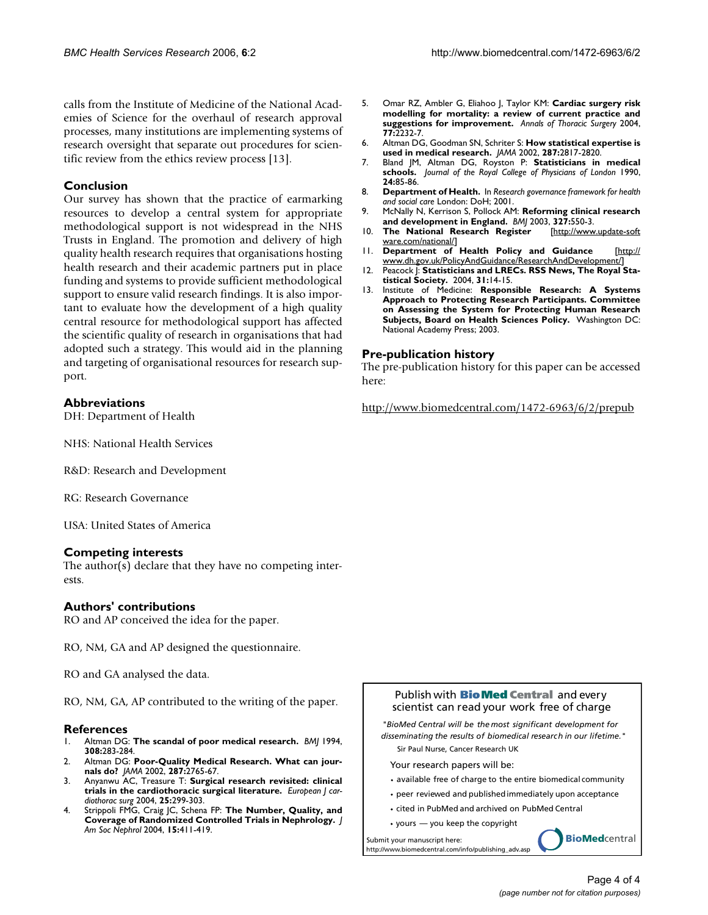calls from the Institute of Medicine of the National Academies of Science for the overhaul of research approval processes, many institutions are implementing systems of research oversight that separate out procedures for scientific review from the ethics review process [13].

## Conclusion

Our survey has shown that the practice of earmarking resources to develop a central system for appropriate methodological support is not widespread in the NHS Trusts in England. The promotion and delivery of high quality health research requires that organisations hosting health research and their academic partners put in place funding and systems to provide sufficient methodological support to ensure valid research findings. It is also important to evaluate how the development of a high quality central resource for methodological support has affected the scientific quality of research in organisations that had adopted such a strategy. This would aid in the planning and targeting of organisational resources for research support.

## Abbreviations

DH: Department of Health

NHS: National Health Services

R&D: Research and Development

RG: Research Governance

USA: United States of America

## Competing interests

The author(s) declare that they have no competing interests.

## Authors' contributions

RO and AP conceived the idea for the paper.

RO, NM, GA and AP designed the questionnaire.

RO and GA analysed the data.

RO, NM, GA, AP contributed to the writing of the paper.

## References

1. Altman DG: **The scandal of poor medical research.** *BMJ* 1994, **308:**283-284.
2. Altman DG: **Poor-Quality Medical Research. What can journals do?** *JAMA* 2002, **287:**2765-67.
3. Anyanwu AC, Treasure T: **Surgical research revisited: clinical trials in the cardiothoracic surgical literature.** *European J cardiothorac surg* 2004, **25:**299-303.
4. Strippoli FMG, Craig JC, Schena FP: **The Number, Quality, and Coverage of Randomized Controlled Trials in Nephrology.** *J Am Soc Nephrol* 2004, **15:**411-419.
5. Omar RZ, Ambler G, Eliahoo J, Taylor KM: **Cardiac surgery risk modelling for mortality: a review of current practice and suggestions for improvement.** *Annals of Thoracic Surgery* 2004, **77:**2232-7.
6. Altman DG, Goodman SN, Schriter S: **How statistical expertise is used in medical research.** *JAMA* 2002, **287:**2817-2820.
7. Bland JM, Altman DG, Royston P: **Statisticians in medical schools.** *Journal of the Royal College of Physicians of London* 1990, **24:**85-86.
8. **Department of Health.** In *Research governance framework for health and social care* London: DoH; 2001.
9. McNally N, Kerrison S, Pollock AM: **Reforming clinical research and development in England.** *BMJ* 2003, **327:**550-3.
10. **The National Research Register** [http://www.update-software.com/national/]
11. **Department of Health Policy and Guidance** [http://www.dh.gov.uk/PolicyAndGuidance/ResearchAndDevelopment/]
12. Peacock J: **Statisticians and LRECs. RSS News, The Royal Statistical Society.** 2004, **31:**14-15.
13. Institute of Medicine: **Responsible Research: A Systems Approach to Protecting Research Participants. Committee on Assessing the System for Protecting Human Research Subjects, Board on Health Sciences Policy.** Washington DC: National Academy Press; 2003.

## Pre-publication history

The pre-publication history for this paper can be accessed here:

http://www.biomedcentral.com/1472-6963/6/2/prepub

Publish with **BioMed Central** and every scientist can read your work free of charge

*"BioMed Central will be the most significant development for disseminating the results of biomedical research in our lifetime."*

Sir Paul Nurse, Cancer Research UK

Your research papers will be:

- available free of charge to the entire biomedical community
- peer reviewed and published immediately upon acceptance
- cited in PubMed and archived on PubMed Central
- yours — you keep the copyright

Submit your manuscript here:
http://www.biomedcentral.com/info/publishing_adv.asp